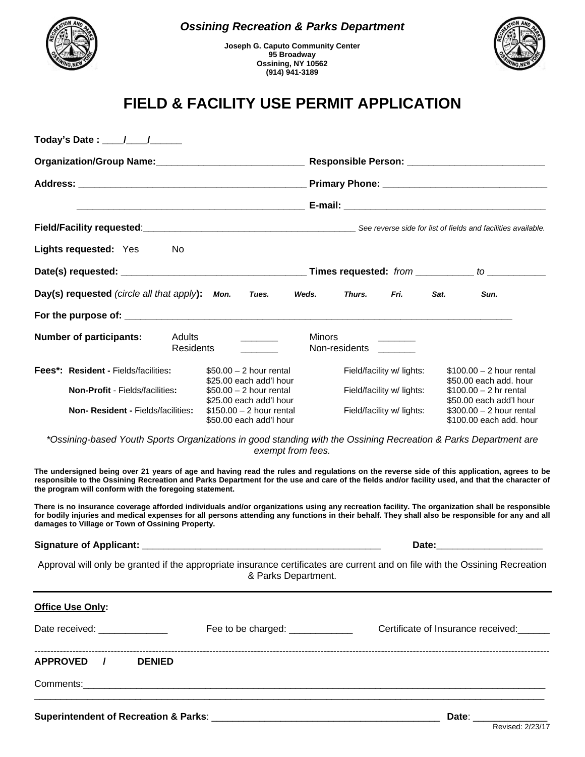*Ossining Recreation & Parks Department*

**Joseph G. Caputo Community Center**
**95 Broadway**
**Ossining, NY 10562**
**(914) 941-3189**

# FIELD & FACILITY USE PERMIT APPLICATION

**Today's Date :** ____/____/______

**Organization/Group Name:**____________________________ **Responsible Person:** __________________________

**Address:** ____________________________________________ **Primary Phone:** ______________________________

____________________________________________ **E-mail:** ______________________________________

**Field/Facility requested**:__________________________________________ *See reverse side for list of fields and facilities available.*

**Lights requested:** Yes No

**Date(s) requested:** __________________________________ **Times requested:** *from* ___________ *to* ___________

**Day(s) requested** *(circle all that apply)***:** ***Mon. Tues. Weds. Thurs. Fri. Sat. Sun.***

**For the purpose of:** ____________________________________________________________________________

**Number of participants:** Adults _______ Minors _______
Residents _______ Non-residents _______

| **Fees*:** | | | |
|---|---|---|---|
| **Resident -** Fields/facilities**:** | $50.00 – 2 hour rental<br>$25.00 each add'l hour | Field/facility w/ lights: | $100.00 – 2 hour rental<br>$50.00 each add. hour |
| **Non-Profit** - Fields/facilities**:** | $50.00 – 2 hour rental<br>$25.00 each add'l hour | Field/facility w/ lights: | $100.00 – 2 hr rental<br>$50.00 each add'l hour |
| **Non- Resident -** Fields/facilities**:** | $150.00 – 2 hour rental<br>$50.00 each add'l hour | Field/facility w/ lights: | $300.00 – 2 hour rental<br>$100.00 each add. hour |

*\*Ossining-based Youth Sports Organizations in good standing with the Ossining Recreation & Parks Department are exempt from fees.*

**The undersigned being over 21 years of age and having read the rules and regulations on the reverse side of this application, agrees to be responsible to the Ossining Recreation and Parks Department for the use and care of the fields and/or facility used, and that the character of the program will conform with the foregoing statement.**

**There is no insurance coverage afforded individuals and/or organizations using any recreation facility. The organization shall be responsible for bodily injuries and medical expenses for all persons attending any functions in their behalf. They shall also be responsible for any and all damages to Village or Town of Ossining Property.**

**Signature of Applicant:** ______________________________________________ **Date:**____________________

Approval will only be granted if the appropriate insurance certificates are current and on file with the Ossining Recreation & Parks Department.

---

**Office Use Only:**

Date received: _____________ Fee to be charged: ____________ Certificate of Insurance received:______

---

**APPROVED / DENIED**

Comments:________________________________________________________________________________________

__________________________________________________________________________________________________

**Superintendent of Recreation & Parks**: ____________________________________________ **Date**: _____________

Revised: 2/23/17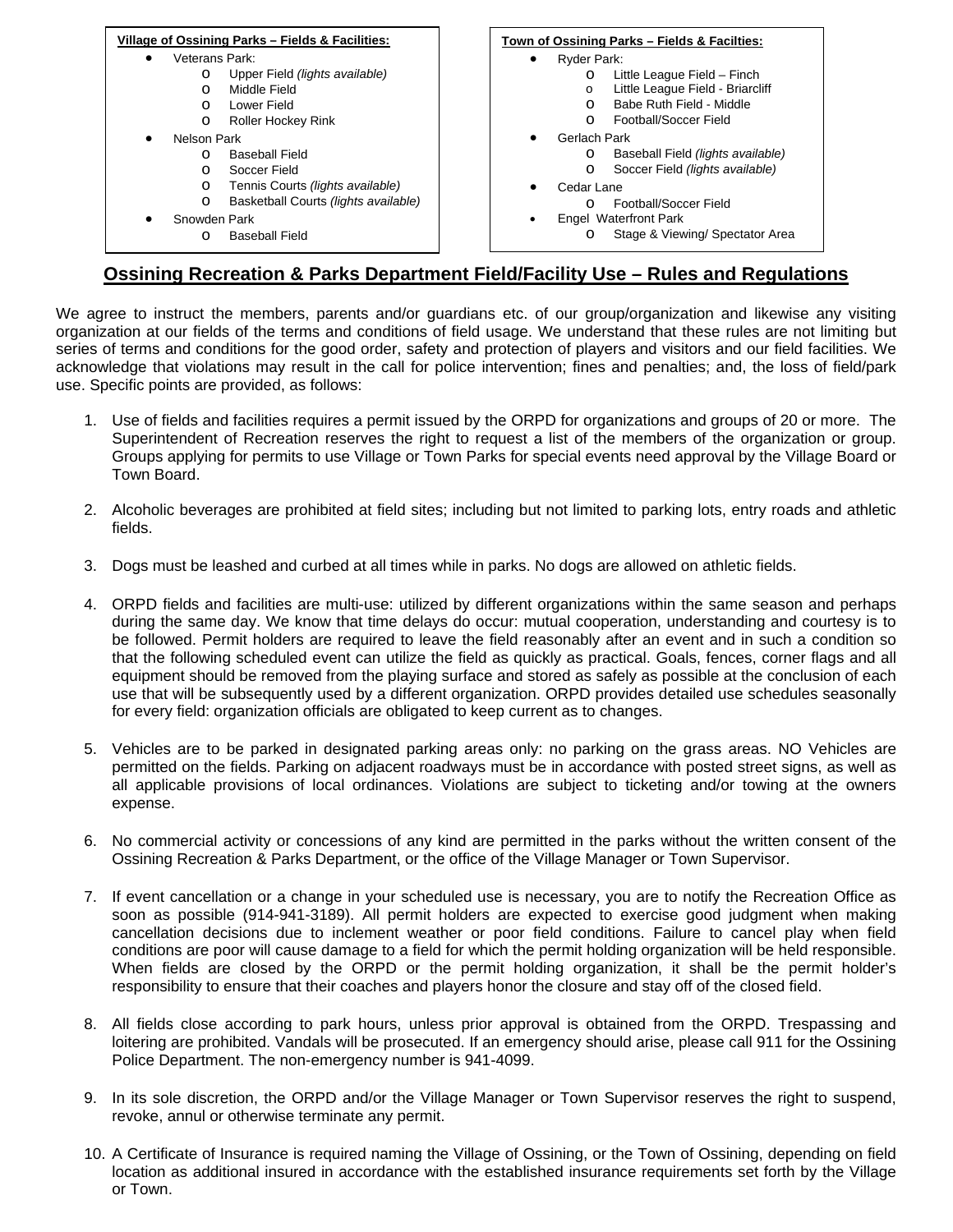**Village of Ossining Parks – Fields & Facilities:**

- Veterans Park:
  - Upper Field *(lights available)*
  - Middle Field
  - Lower Field
  - Roller Hockey Rink
- Nelson Park
  - Baseball Field
  - Soccer Field
  - Tennis Courts *(lights available)*
  - Basketball Courts *(lights available)*
- Snowden Park
  - Baseball Field

**Town of Ossining Parks – Fields & Facilties:**

- Ryder Park:
  - Little League Field – Finch
  - Little League Field - Briarcliff
  - Babe Ruth Field - Middle
  - Football/Soccer Field
- Gerlach Park
  - Baseball Field *(lights available)*
  - Soccer Field *(lights available)*
- Cedar Lane
  - Football/Soccer Field
- Engel Waterfront Park
  - Stage & Viewing/ Spectator Area

## Ossining Recreation & Parks Department Field/Facility Use – Rules and Regulations

We agree to instruct the members, parents and/or guardians etc. of our group/organization and likewise any visiting organization at our fields of the terms and conditions of field usage. We understand that these rules are not limiting but series of terms and conditions for the good order, safety and protection of players and visitors and our field facilities. We acknowledge that violations may result in the call for police intervention; fines and penalties; and, the loss of field/park use. Specific points are provided, as follows:

1. Use of fields and facilities requires a permit issued by the ORPD for organizations and groups of 20 or more. The Superintendent of Recreation reserves the right to request a list of the members of the organization or group. Groups applying for permits to use Village or Town Parks for special events need approval by the Village Board or Town Board.

2. Alcoholic beverages are prohibited at field sites; including but not limited to parking lots, entry roads and athletic fields.

3. Dogs must be leashed and curbed at all times while in parks. No dogs are allowed on athletic fields.

4. ORPD fields and facilities are multi-use: utilized by different organizations within the same season and perhaps during the same day. We know that time delays do occur: mutual cooperation, understanding and courtesy is to be followed. Permit holders are required to leave the field reasonably after an event and in such a condition so that the following scheduled event can utilize the field as quickly as practical. Goals, fences, corner flags and all equipment should be removed from the playing surface and stored as safely as possible at the conclusion of each use that will be subsequently used by a different organization. ORPD provides detailed use schedules seasonally for every field: organization officials are obligated to keep current as to changes.

5. Vehicles are to be parked in designated parking areas only: no parking on the grass areas. NO Vehicles are permitted on the fields. Parking on adjacent roadways must be in accordance with posted street signs, as well as all applicable provisions of local ordinances. Violations are subject to ticketing and/or towing at the owners expense.

6. No commercial activity or concessions of any kind are permitted in the parks without the written consent of the Ossining Recreation & Parks Department, or the office of the Village Manager or Town Supervisor.

7. If event cancellation or a change in your scheduled use is necessary, you are to notify the Recreation Office as soon as possible (914-941-3189). All permit holders are expected to exercise good judgment when making cancellation decisions due to inclement weather or poor field conditions. Failure to cancel play when field conditions are poor will cause damage to a field for which the permit holding organization will be held responsible. When fields are closed by the ORPD or the permit holding organization, it shall be the permit holder's responsibility to ensure that their coaches and players honor the closure and stay off of the closed field.

8. All fields close according to park hours, unless prior approval is obtained from the ORPD. Trespassing and loitering are prohibited. Vandals will be prosecuted. If an emergency should arise, please call 911 for the Ossining Police Department. The non-emergency number is 941-4099.

9. In its sole discretion, the ORPD and/or the Village Manager or Town Supervisor reserves the right to suspend, revoke, annul or otherwise terminate any permit.

10. A Certificate of Insurance is required naming the Village of Ossining, or the Town of Ossining, depending on field location as additional insured in accordance with the established insurance requirements set forth by the Village or Town.